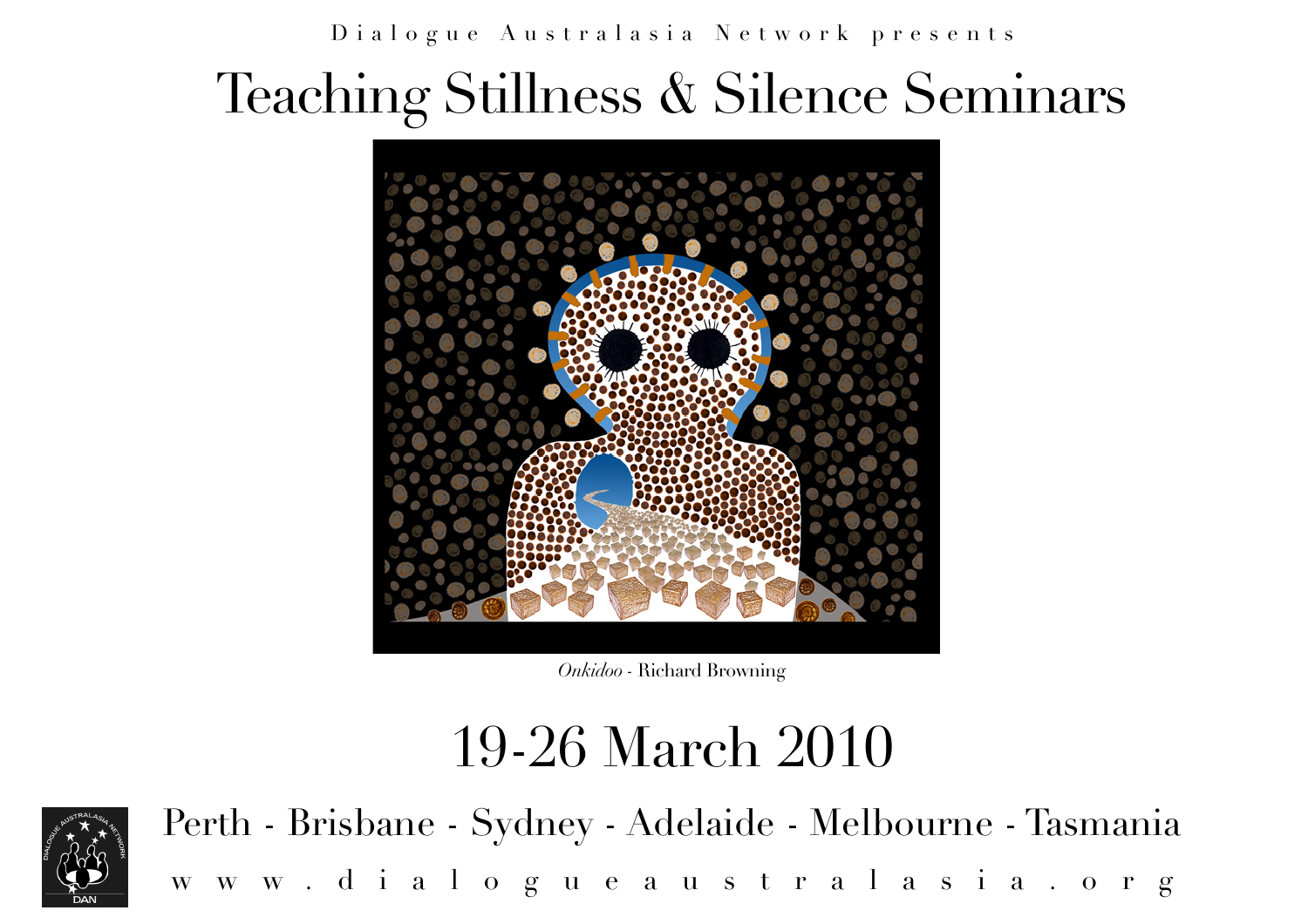Dialogue Australasia Network presents

# Teaching Stillness & Silence Seminars

*Onkidoo* - Richard Browning

## 19-26 March 2010

Perth - Brisbane - Sydney - Adelaide - Melbourne - Tasmania

www.dialogueaustralasia.org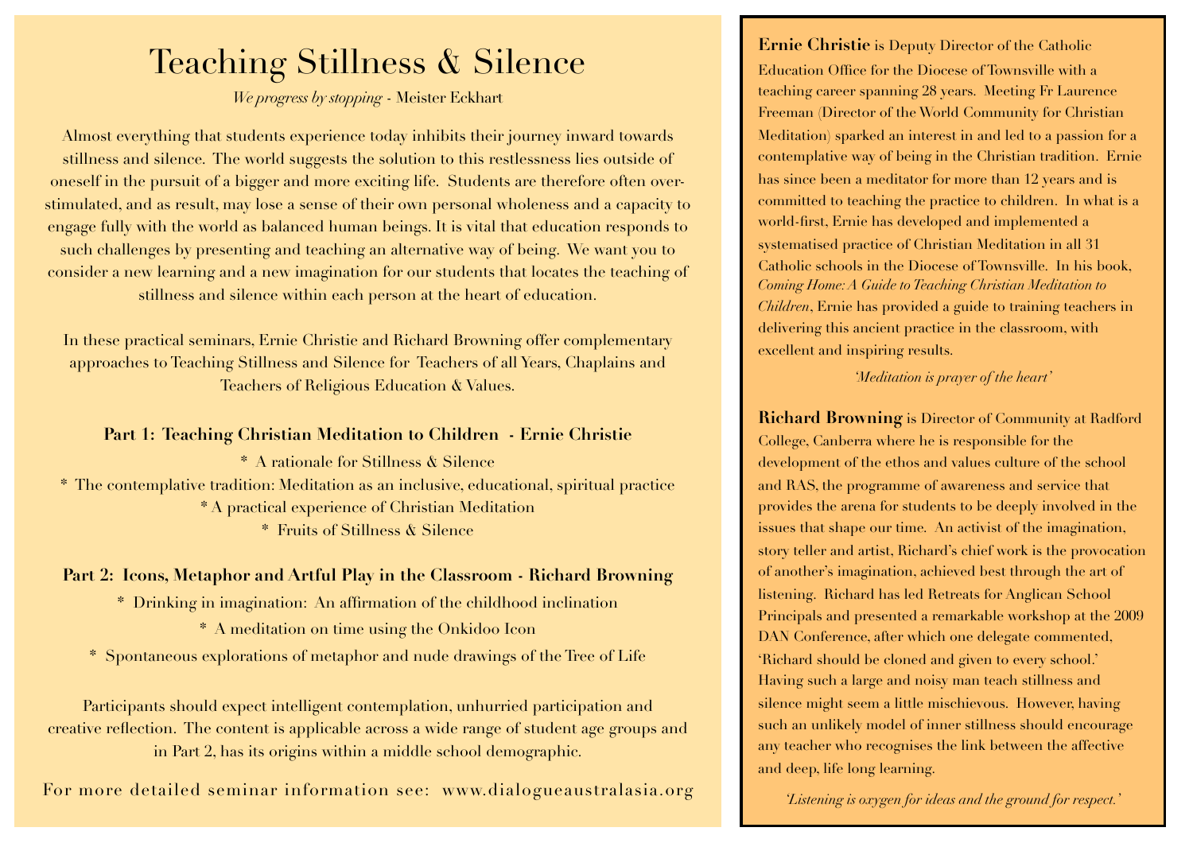# Teaching Stillness & Silence

*We progress by stopping* - Meister Eckhart

Almost everything that students experience today inhibits their journey inward towards stillness and silence. The world suggests the solution to this restlessness lies outside of oneself in the pursuit of a bigger and more exciting life. Students are therefore often over-stimulated, and as result, may lose a sense of their own personal wholeness and a capacity to engage fully with the world as balanced human beings. It is vital that education responds to such challenges by presenting and teaching an alternative way of being. We want you to consider a new learning and a new imagination for our students that locates the teaching of stillness and silence within each person at the heart of education.

In these practical seminars, Ernie Christie and Richard Browning offer complementary approaches to Teaching Stillness and Silence for Teachers of all Years, Chaplains and Teachers of Religious Education & Values.

**Part 1: Teaching Christian Meditation to Children - Ernie Christie**

* A rationale for Stillness & Silence
* The contemplative tradition: Meditation as an inclusive, educational, spiritual practice
* A practical experience of Christian Meditation
* Fruits of Stillness & Silence

**Part 2: Icons, Metaphor and Artful Play in the Classroom - Richard Browning**

* Drinking in imagination: An affirmation of the childhood inclination
* A meditation on time using the Onkidoo Icon
* Spontaneous explorations of metaphor and nude drawings of the Tree of Life

Participants should expect intelligent contemplation, unhurried participation and creative reflection. The content is applicable across a wide range of student age groups and in Part 2, has its origins within a middle school demographic.

For more detailed seminar information see: www.dialogueaustralasia.org

**Ernie Christie** is Deputy Director of the Catholic Education Office for the Diocese of Townsville with a teaching career spanning 28 years. Meeting Fr Laurence Freeman (Director of the World Community for Christian Meditation) sparked an interest in and led to a passion for a contemplative way of being in the Christian tradition. Ernie has since been a meditator for more than 12 years and is committed to teaching the practice to children. In what is a world-first, Ernie has developed and implemented a systematised practice of Christian Meditation in all 31 Catholic schools in the Diocese of Townsville. In his book, *Coming Home: A Guide to Teaching Christian Meditation to Children*, Ernie has provided a guide to training teachers in delivering this ancient practice in the classroom, with excellent and inspiring results.

*'Meditation is prayer of the heart'*

**Richard Browning** is Director of Community at Radford College, Canberra where he is responsible for the development of the ethos and values culture of the school and RAS, the programme of awareness and service that provides the arena for students to be deeply involved in the issues that shape our time. An activist of the imagination, story teller and artist, Richard's chief work is the provocation of another's imagination, achieved best through the art of listening. Richard has led Retreats for Anglican School Principals and presented a remarkable workshop at the 2009 DAN Conference, after which one delegate commented, 'Richard should be cloned and given to every school.' Having such a large and noisy man teach stillness and silence might seem a little mischievous. However, having such an unlikely model of inner stillness should encourage any teacher who recognises the link between the affective and deep, life long learning.

*'Listening is oxygen for ideas and the ground for respect.'*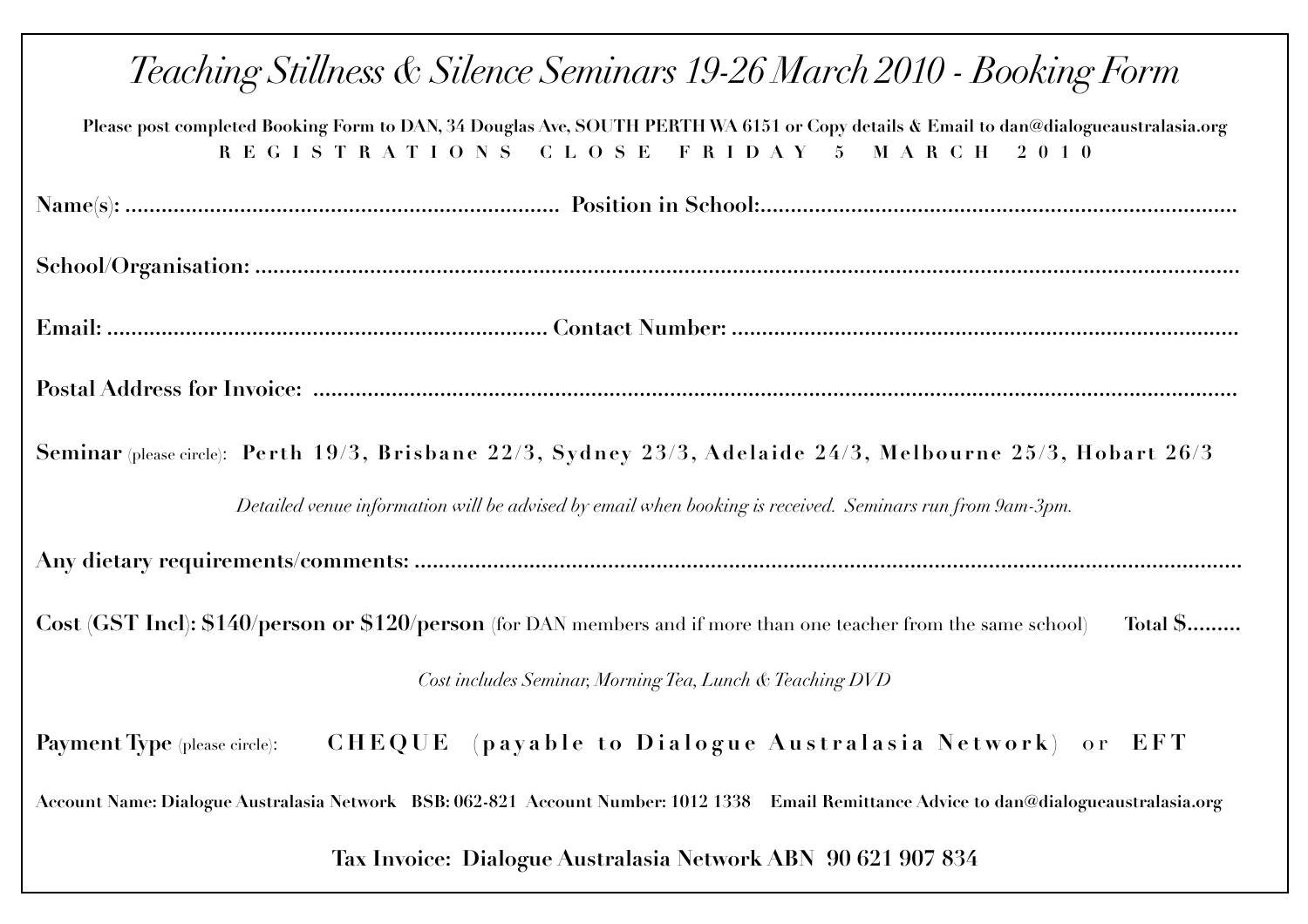# *Teaching Stillness & Silence Seminars 19-26 March 2010 - Booking Form*

**Please post completed Booking Form to DAN, 34 Douglas Ave, SOUTH PERTH WA 6151 or Copy details & Email to dan@dialogueaustralasia.org**

**REGISTRATIONS CLOSE FRIDAY 5 MARCH 2010**

**Name(s):** ........................................................................ **Position in School:**..............................................................................

**School/Organisation:** ...........................................................................................................................................................

**Email:** ............................................................................ **Contact Number:** ..........................................................................

**Postal Address for Invoice:** ....................................................................................................................................

**Seminar** (please circle): **Perth 19/3, Brisbane 22/3, Sydney 23/3, Adelaide 24/3, Melbourne 25/3, Hobart 26/3**

*Detailed venue information will be advised by email when booking is received. Seminars run from 9am-3pm.*

**Any dietary requirements/comments:** ..............................................................................................................................

**Cost (GST Incl): $140/person or $120/person** (for DAN members and if more than one teacher from the same school) **Total $.........**

*Cost includes Seminar, Morning Tea, Lunch & Teaching DVD*

**Payment Type** (please circle): **CHEQUE (payable to Dialogue Australasia Network) or EFT**

**Account Name: Dialogue Australasia Network BSB: 062-821 Account Number: 1012 1338 Email Remittance Advice to dan@dialogueaustralasia.org**

**Tax Invoice: Dialogue Australasia Network ABN 90 621 907 834**